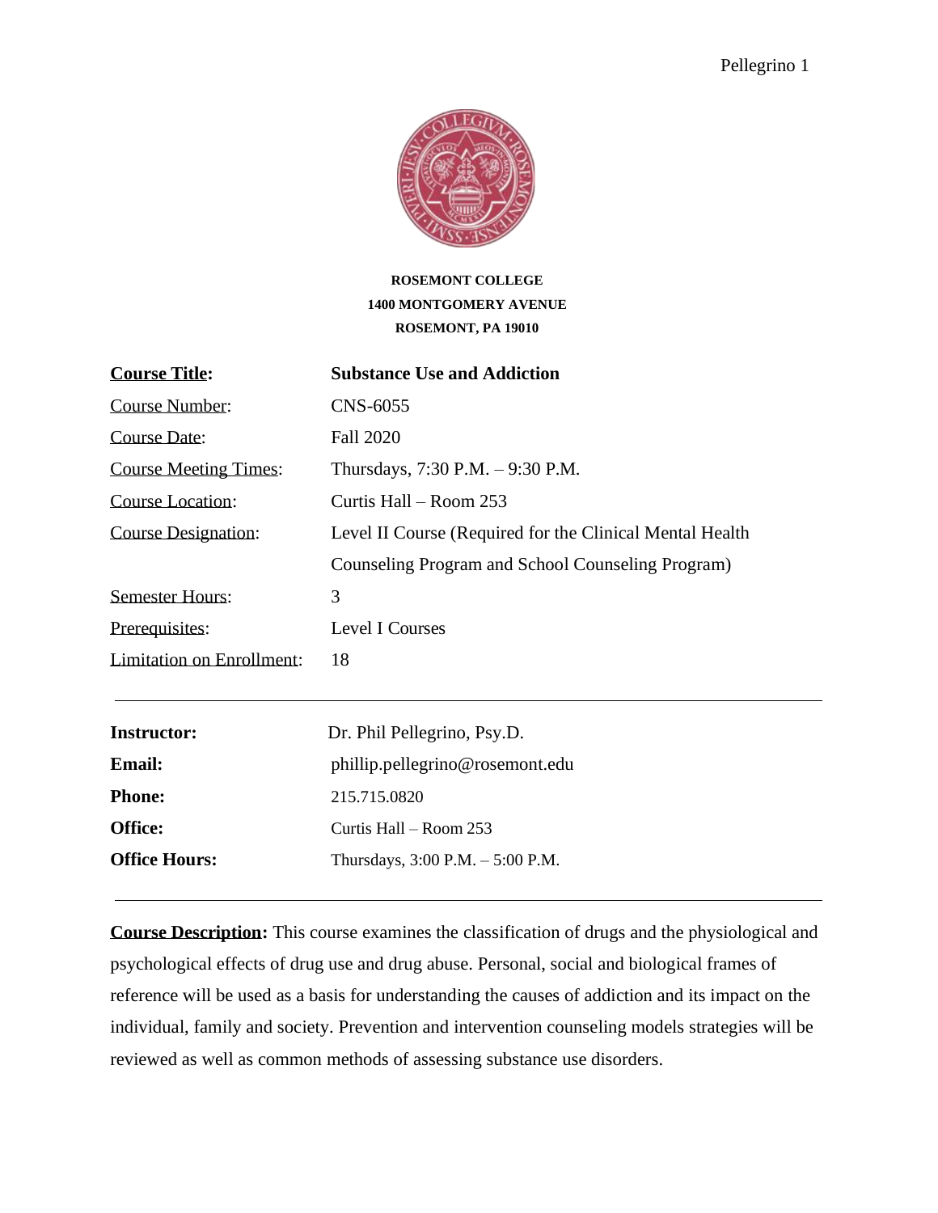**ROSEMONT COLLEGE**
**1400 MONTGOMERY AVENUE**
**ROSEMONT, PA 19010**

| | |
|---|---|
| **Course Title:** | **Substance Use and Addiction** |
| Course Number: | CNS-6055 |
| Course Date: | Fall 2020 |
| Course Meeting Times: | Thursdays, 7:30 P.M. – 9:30 P.M. |
| Course Location: | Curtis Hall – Room 253 |
| Course Designation: | Level II Course (Required for the Clinical Mental Health Counseling Program and School Counseling Program) |
| Semester Hours: | 3 |
| Prerequisites: | Level I Courses |
| Limitation on Enrollment: | 18 |

---

| | |
|---|---|
| **Instructor:** | Dr. Phil Pellegrino, Psy.D. |
| **Email:** | phillip.pellegrino@rosemont.edu |
| **Phone:** | 215.715.0820 |
| **Office:** | Curtis Hall – Room 253 |
| **Office Hours:** | Thursdays, 3:00 P.M. – 5:00 P.M. |

---

**Course Description:** This course examines the classification of drugs and the physiological and psychological effects of drug use and drug abuse. Personal, social and biological frames of reference will be used as a basis for understanding the causes of addiction and its impact on the individual, family and society. Prevention and intervention counseling models strategies will be reviewed as well as common methods of assessing substance use disorders.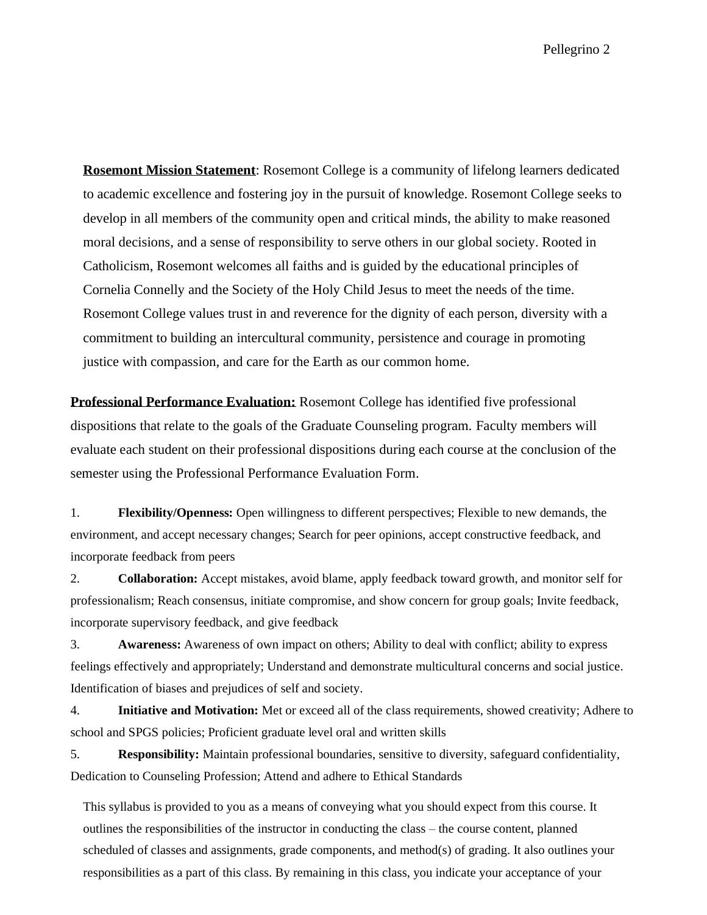**Rosemont Mission Statement**: Rosemont College is a community of lifelong learners dedicated to academic excellence and fostering joy in the pursuit of knowledge. Rosemont College seeks to develop in all members of the community open and critical minds, the ability to make reasoned moral decisions, and a sense of responsibility to serve others in our global society. Rooted in Catholicism, Rosemont welcomes all faiths and is guided by the educational principles of Cornelia Connelly and the Society of the Holy Child Jesus to meet the needs of the time. Rosemont College values trust in and reverence for the dignity of each person, diversity with a commitment to building an intercultural community, persistence and courage in promoting justice with compassion, and care for the Earth as our common home.

**Professional Performance Evaluation:** Rosemont College has identified five professional dispositions that relate to the goals of the Graduate Counseling program. Faculty members will evaluate each student on their professional dispositions during each course at the conclusion of the semester using the Professional Performance Evaluation Form.

1. **Flexibility/Openness:** Open willingness to different perspectives; Flexible to new demands, the environment, and accept necessary changes; Search for peer opinions, accept constructive feedback, and incorporate feedback from peers
2. **Collaboration:** Accept mistakes, avoid blame, apply feedback toward growth, and monitor self for professionalism; Reach consensus, initiate compromise, and show concern for group goals; Invite feedback, incorporate supervisory feedback, and give feedback
3. **Awareness:** Awareness of own impact on others; Ability to deal with conflict; ability to express feelings effectively and appropriately; Understand and demonstrate multicultural concerns and social justice. Identification of biases and prejudices of self and society.
4. **Initiative and Motivation:** Met or exceed all of the class requirements, showed creativity; Adhere to school and SPGS policies; Proficient graduate level oral and written skills
5. **Responsibility:** Maintain professional boundaries, sensitive to diversity, safeguard confidentiality, Dedication to Counseling Profession; Attend and adhere to Ethical Standards

This syllabus is provided to you as a means of conveying what you should expect from this course. It outlines the responsibilities of the instructor in conducting the class – the course content, planned scheduled of classes and assignments, grade components, and method(s) of grading. It also outlines your responsibilities as a part of this class. By remaining in this class, you indicate your acceptance of your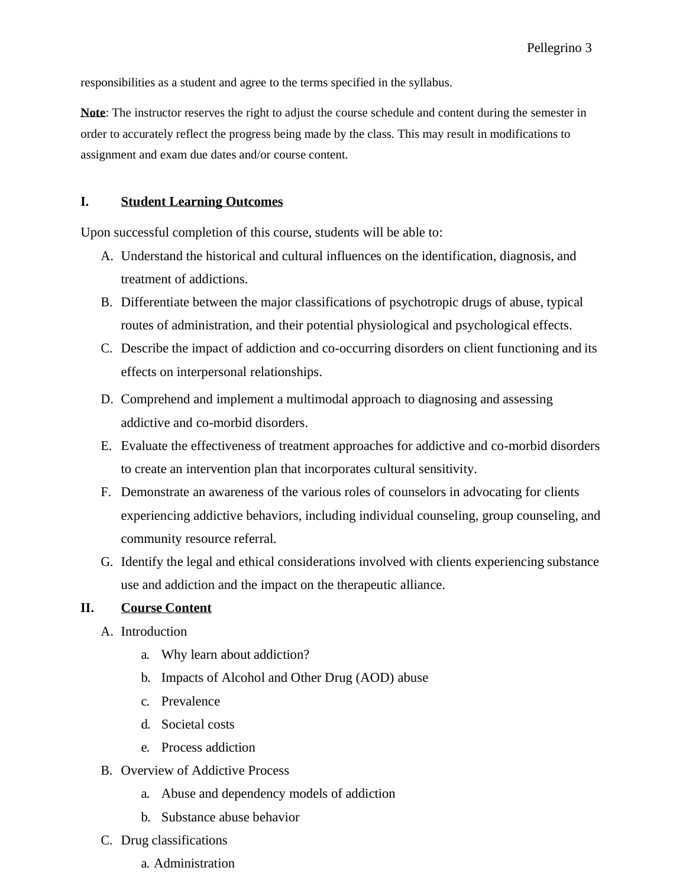responsibilities as a student and agree to the terms specified in the syllabus.

**Note**: The instructor reserves the right to adjust the course schedule and content during the semester in order to accurately reflect the progress being made by the class. This may result in modifications to assignment and exam due dates and/or course content.

## I. Student Learning Outcomes

Upon successful completion of this course, students will be able to:

A. Understand the historical and cultural influences on the identification, diagnosis, and treatment of addictions.
B. Differentiate between the major classifications of psychotropic drugs of abuse, typical routes of administration, and their potential physiological and psychological effects.
C. Describe the impact of addiction and co-occurring disorders on client functioning and its effects on interpersonal relationships.
D. Comprehend and implement a multimodal approach to diagnosing and assessing addictive and co-morbid disorders.
E. Evaluate the effectiveness of treatment approaches for addictive and co-morbid disorders to create an intervention plan that incorporates cultural sensitivity.
F. Demonstrate an awareness of the various roles of counselors in advocating for clients experiencing addictive behaviors, including individual counseling, group counseling, and community resource referral.
G. Identify the legal and ethical considerations involved with clients experiencing substance use and addiction and the impact on the therapeutic alliance.

## II. Course Content

A. Introduction
   a. Why learn about addiction?
   b. Impacts of Alcohol and Other Drug (AOD) abuse
   c. Prevalence
   d. Societal costs
   e. Process addiction
B. Overview of Addictive Process
   a. Abuse and dependency models of addiction
   b. Substance abuse behavior
C. Drug classifications
   a. Administration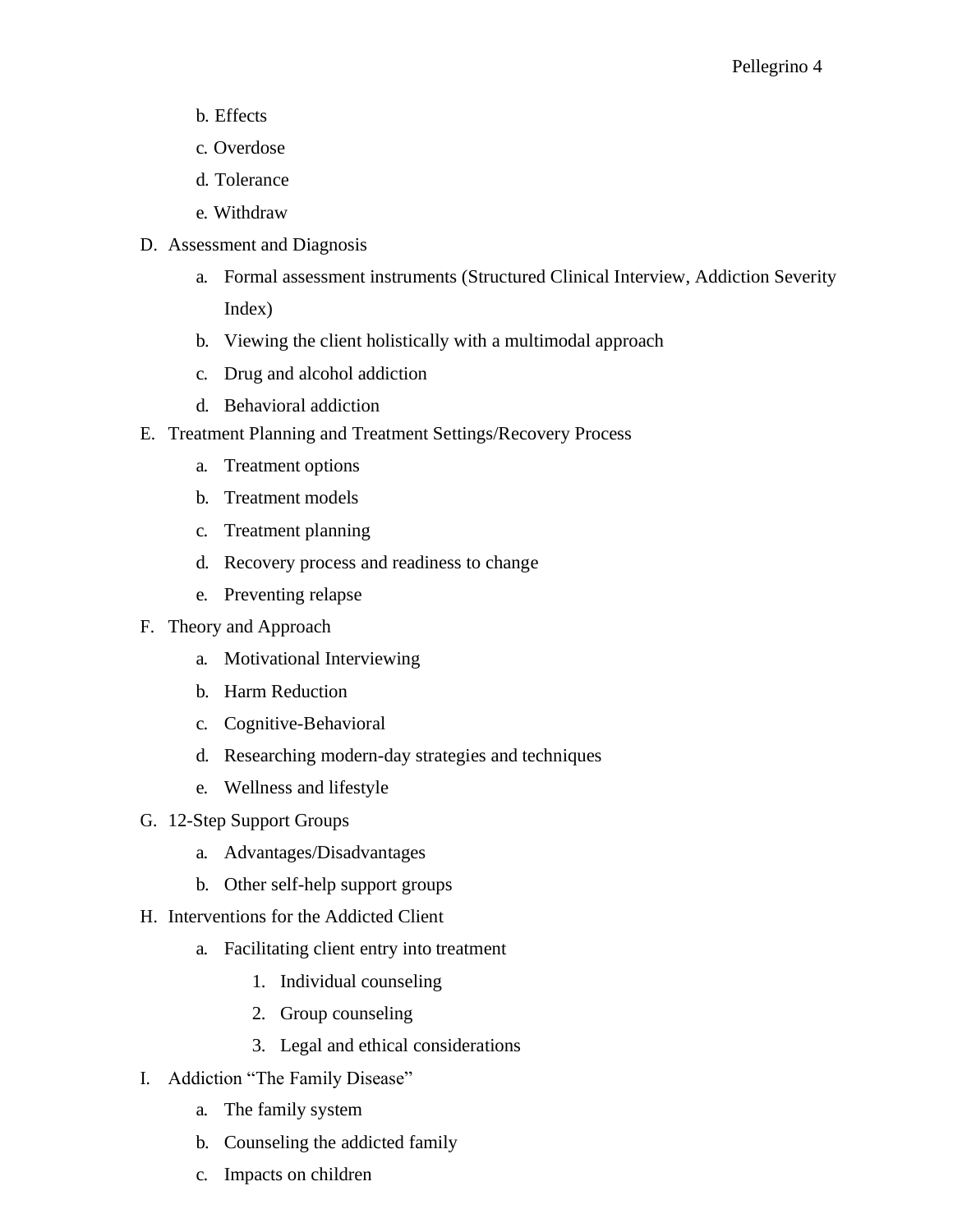b. Effects

c. Overdose

d. Tolerance

e. Withdraw

D. Assessment and Diagnosis

   a. Formal assessment instruments (Structured Clinical Interview, Addiction Severity Index)

   b. Viewing the client holistically with a multimodal approach

   c. Drug and alcohol addiction

   d. Behavioral addiction

E. Treatment Planning and Treatment Settings/Recovery Process

   a. Treatment options

   b. Treatment models

   c. Treatment planning

   d. Recovery process and readiness to change

   e. Preventing relapse

F. Theory and Approach

   a. Motivational Interviewing

   b. Harm Reduction

   c. Cognitive-Behavioral

   d. Researching modern-day strategies and techniques

   e. Wellness and lifestyle

G. 12-Step Support Groups

   a. Advantages/Disadvantages

   b. Other self-help support groups

H. Interventions for the Addicted Client

   a. Facilitating client entry into treatment

      1. Individual counseling

      2. Group counseling

      3. Legal and ethical considerations

I. Addiction "The Family Disease"

   a. The family system

   b. Counseling the addicted family

   c. Impacts on children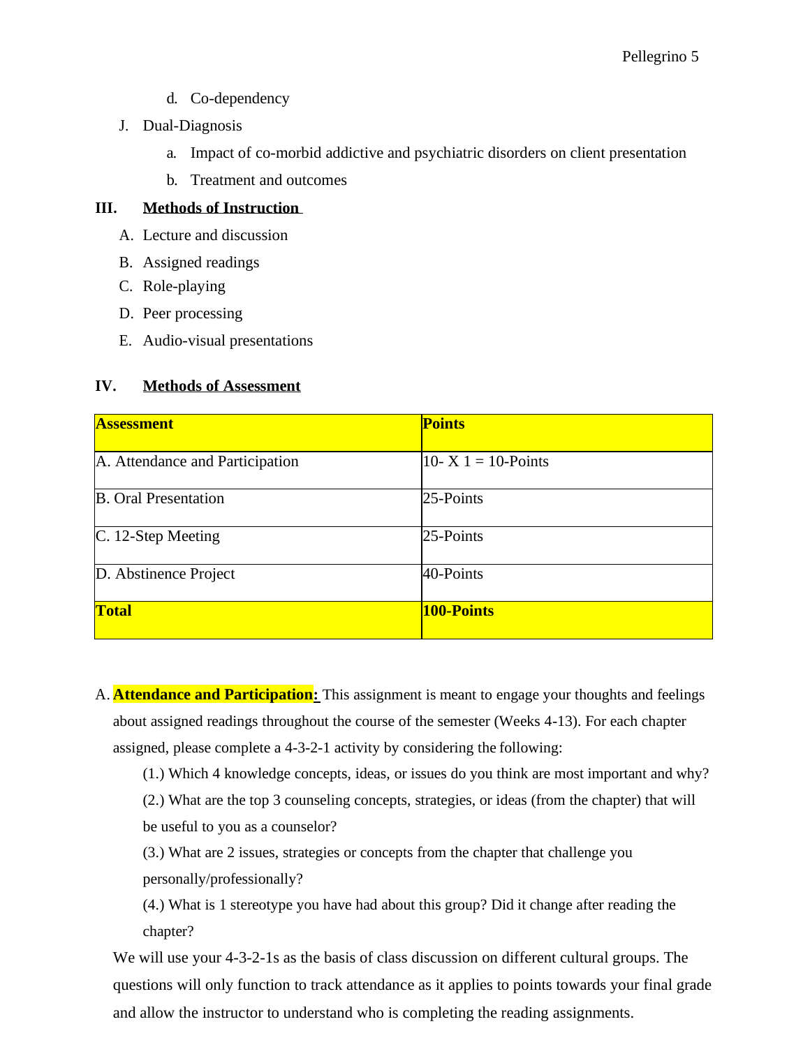d. Co-dependency

J. Dual-Diagnosis

a. Impact of co-morbid addictive and psychiatric disorders on client presentation

b. Treatment and outcomes

## III. Methods of Instruction

A. Lecture and discussion

B. Assigned readings

C. Role-playing

D. Peer processing

E. Audio-visual presentations

## IV. Methods of Assessment

| **Assessment** | **Points** |
|---|---|
| A. Attendance and Participation | 10- X 1 = 10-Points |
| B. Oral Presentation | 25-Points |
| C. 12-Step Meeting | 25-Points |
| D. Abstinence Project | 40-Points |
| **Total** | **100-Points** |

A. **Attendance and Participation:** This assignment is meant to engage your thoughts and feelings about assigned readings throughout the course of the semester (Weeks 4-13). For each chapter assigned, please complete a 4-3-2-1 activity by considering the following:

(1.) Which 4 knowledge concepts, ideas, or issues do you think are most important and why?

(2.) What are the top 3 counseling concepts, strategies, or ideas (from the chapter) that will be useful to you as a counselor?

(3.) What are 2 issues, strategies or concepts from the chapter that challenge you personally/professionally?

(4.) What is 1 stereotype you have had about this group? Did it change after reading the chapter?

We will use your 4-3-2-1s as the basis of class discussion on different cultural groups. The questions will only function to track attendance as it applies to points towards your final grade and allow the instructor to understand who is completing the reading assignments.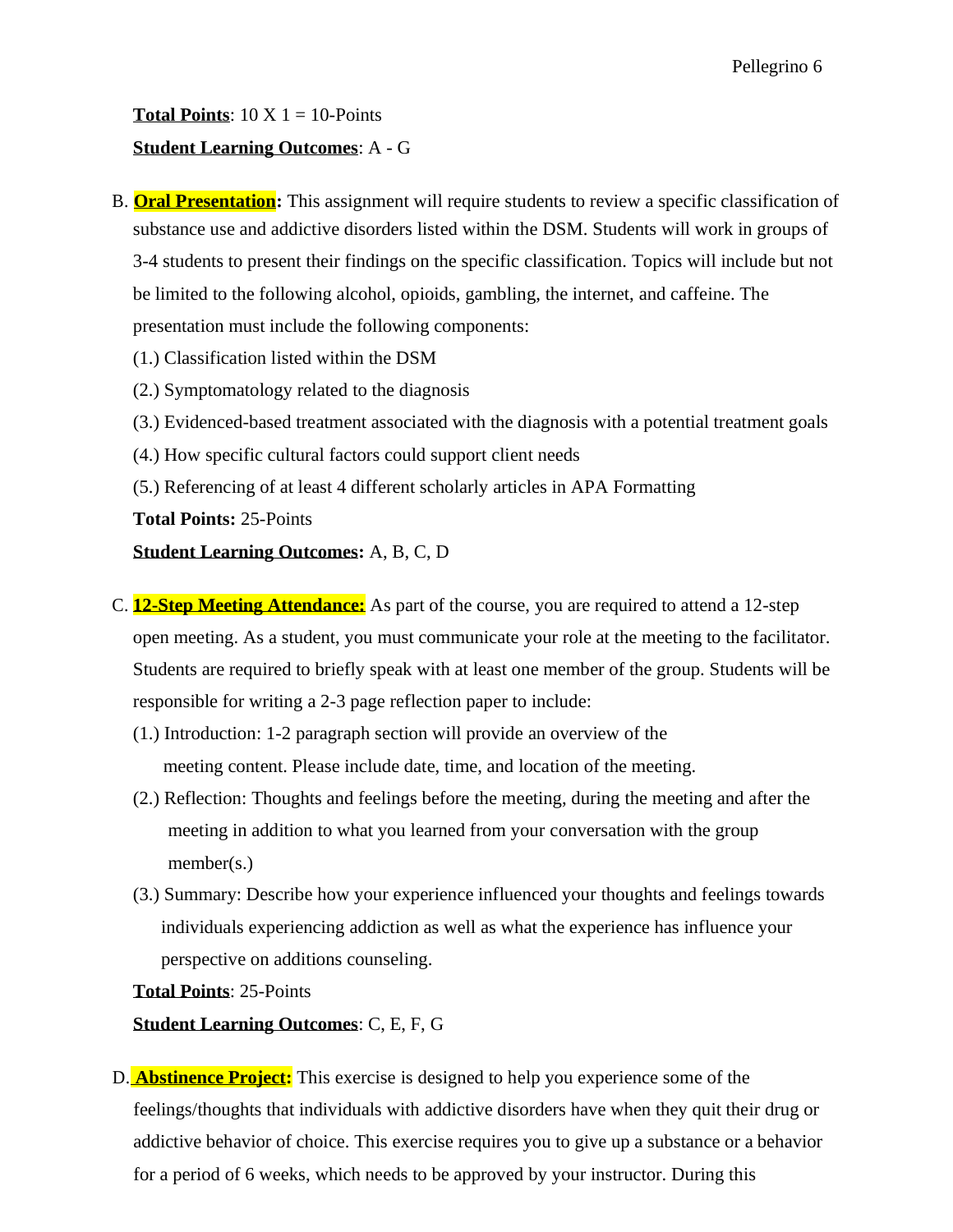**Total Points**: 10 X 1 = 10-Points

**Student Learning Outcomes**: A - G

B. **Oral Presentation:** This assignment will require students to review a specific classification of substance use and addictive disorders listed within the DSM. Students will work in groups of 3-4 students to present their findings on the specific classification. Topics will include but not be limited to the following alcohol, opioids, gambling, the internet, and caffeine. The presentation must include the following components:

(1.) Classification listed within the DSM

(2.) Symptomatology related to the diagnosis

(3.) Evidenced-based treatment associated with the diagnosis with a potential treatment goals

(4.) How specific cultural factors could support client needs

(5.) Referencing of at least 4 different scholarly articles in APA Formatting

**Total Points:** 25-Points

**Student Learning Outcomes:** A, B, C, D

C. **12-Step Meeting Attendance:** As part of the course, you are required to attend a 12-step open meeting. As a student, you must communicate your role at the meeting to the facilitator. Students are required to briefly speak with at least one member of the group. Students will be responsible for writing a 2-3 page reflection paper to include:

(1.) Introduction: 1-2 paragraph section will provide an overview of the meeting content. Please include date, time, and location of the meeting.

(2.) Reflection: Thoughts and feelings before the meeting, during the meeting and after the meeting in addition to what you learned from your conversation with the group member(s.)

(3.) Summary: Describe how your experience influenced your thoughts and feelings towards individuals experiencing addiction as well as what the experience has influence your perspective on additions counseling.

**Total Points**: 25-Points

**Student Learning Outcomes**: C, E, F, G

D. **Abstinence Project:** This exercise is designed to help you experience some of the feelings/thoughts that individuals with addictive disorders have when they quit their drug or addictive behavior of choice. This exercise requires you to give up a substance or a behavior for a period of 6 weeks, which needs to be approved by your instructor. During this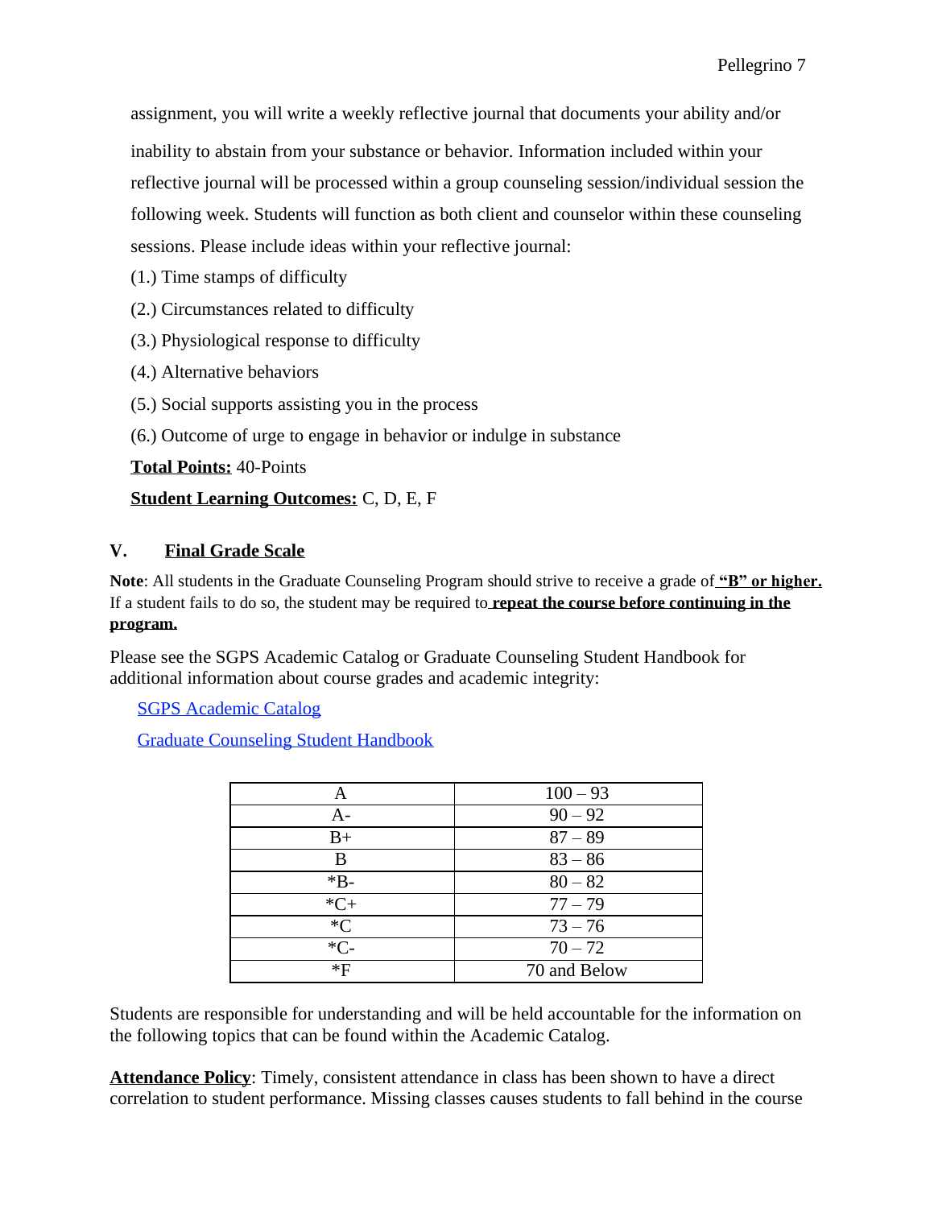assignment, you will write a weekly reflective journal that documents your ability and/or inability to abstain from your substance or behavior. Information included within your reflective journal will be processed within a group counseling session/individual session the following week. Students will function as both client and counselor within these counseling sessions. Please include ideas within your reflective journal:

(1.) Time stamps of difficulty

(2.) Circumstances related to difficulty

(3.) Physiological response to difficulty

(4.) Alternative behaviors

(5.) Social supports assisting you in the process

(6.) Outcome of urge to engage in behavior or indulge in substance

**Total Points:** 40-Points

**Student Learning Outcomes:** C, D, E, F

## V. Final Grade Scale

**Note**: All students in the Graduate Counseling Program should strive to receive a grade of **"B" or higher.** If a student fails to do so, the student may be required to **repeat the course before continuing in the program.**

Please see the SGPS Academic Catalog or Graduate Counseling Student Handbook for additional information about course grades and academic integrity:

SGPS Academic Catalog

Graduate Counseling Student Handbook

| A | 100 – 93 |
|---|---|
| A- | 90 – 92 |
| B+ | 87 – 89 |
| B | 83 – 86 |
| *B- | 80 – 82 |
| *C+ | 77 – 79 |
| *C | 73 – 76 |
| *C- | 70 – 72 |
| *F | 70 and Below |

Students are responsible for understanding and will be held accountable for the information on the following topics that can be found within the Academic Catalog.

**Attendance Policy**: Timely, consistent attendance in class has been shown to have a direct correlation to student performance. Missing classes causes students to fall behind in the course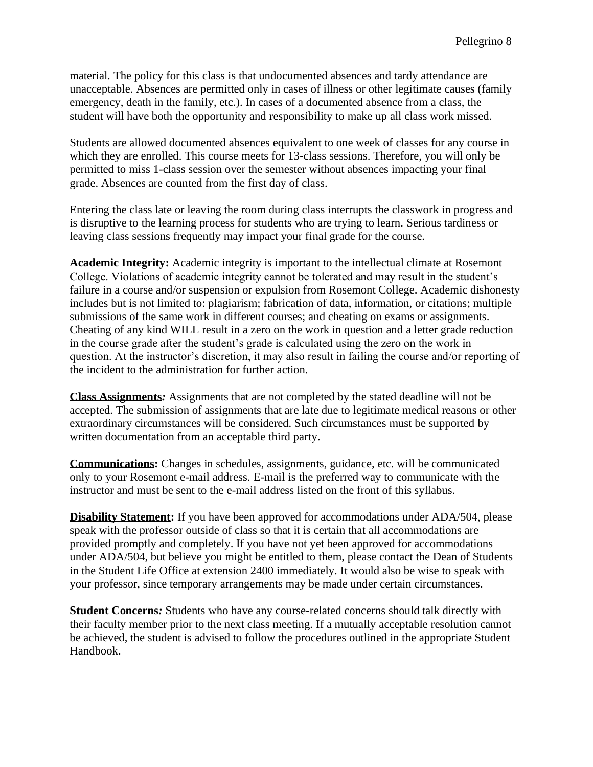material. The policy for this class is that undocumented absences and tardy attendance are unacceptable. Absences are permitted only in cases of illness or other legitimate causes (family emergency, death in the family, etc.). In cases of a documented absence from a class, the student will have both the opportunity and responsibility to make up all class work missed.

Students are allowed documented absences equivalent to one week of classes for any course in which they are enrolled. This course meets for 13-class sessions. Therefore, you will only be permitted to miss 1-class session over the semester without absences impacting your final grade. Absences are counted from the first day of class.

Entering the class late or leaving the room during class interrupts the classwork in progress and is disruptive to the learning process for students who are trying to learn. Serious tardiness or leaving class sessions frequently may impact your final grade for the course.

**Academic Integrity:** Academic integrity is important to the intellectual climate at Rosemont College. Violations of academic integrity cannot be tolerated and may result in the student's failure in a course and/or suspension or expulsion from Rosemont College. Academic dishonesty includes but is not limited to: plagiarism; fabrication of data, information, or citations; multiple submissions of the same work in different courses; and cheating on exams or assignments. Cheating of any kind WILL result in a zero on the work in question and a letter grade reduction in the course grade after the student's grade is calculated using the zero on the work in question. At the instructor's discretion, it may also result in failing the course and/or reporting of the incident to the administration for further action.

**Class Assignments*:*** Assignments that are not completed by the stated deadline will not be accepted. The submission of assignments that are late due to legitimate medical reasons or other extraordinary circumstances will be considered. Such circumstances must be supported by written documentation from an acceptable third party.

**Communications:** Changes in schedules, assignments, guidance, etc. will be communicated only to your Rosemont e-mail address. E-mail is the preferred way to communicate with the instructor and must be sent to the e-mail address listed on the front of this syllabus.

**Disability Statement:** If you have been approved for accommodations under ADA/504, please speak with the professor outside of class so that it is certain that all accommodations are provided promptly and completely. If you have not yet been approved for accommodations under ADA/504, but believe you might be entitled to them, please contact the Dean of Students in the Student Life Office at extension 2400 immediately. It would also be wise to speak with your professor, since temporary arrangements may be made under certain circumstances.

**Student Concerns*:*** Students who have any course-related concerns should talk directly with their faculty member prior to the next class meeting. If a mutually acceptable resolution cannot be achieved, the student is advised to follow the procedures outlined in the appropriate Student Handbook.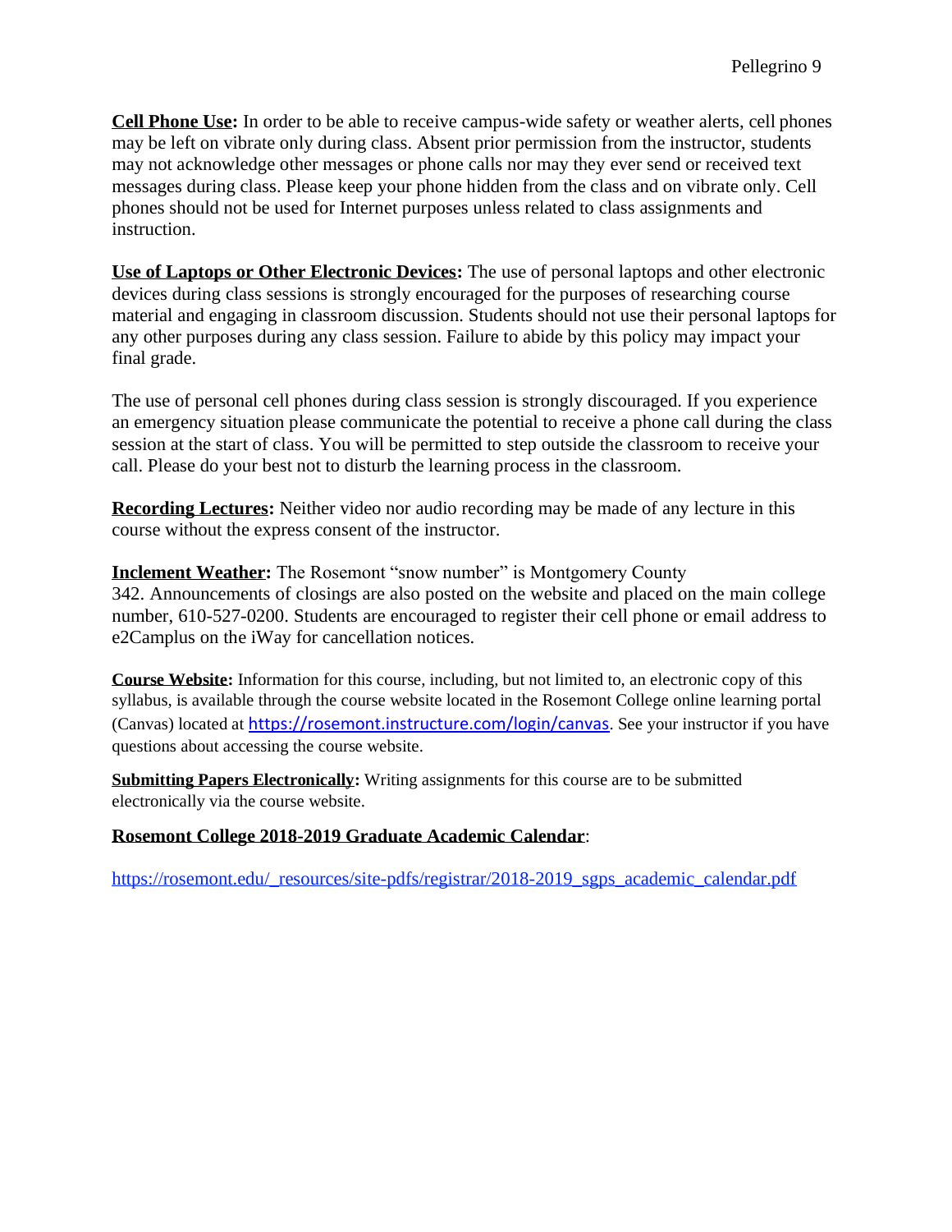**Cell Phone Use:** In order to be able to receive campus-wide safety or weather alerts, cell phones may be left on vibrate only during class. Absent prior permission from the instructor, students may not acknowledge other messages or phone calls nor may they ever send or received text messages during class. Please keep your phone hidden from the class and on vibrate only. Cell phones should not be used for Internet purposes unless related to class assignments and instruction.

**Use of Laptops or Other Electronic Devices:** The use of personal laptops and other electronic devices during class sessions is strongly encouraged for the purposes of researching course material and engaging in classroom discussion. Students should not use their personal laptops for any other purposes during any class session. Failure to abide by this policy may impact your final grade.

The use of personal cell phones during class session is strongly discouraged. If you experience an emergency situation please communicate the potential to receive a phone call during the class session at the start of class. You will be permitted to step outside the classroom to receive your call. Please do your best not to disturb the learning process in the classroom.

**Recording Lectures:** Neither video nor audio recording may be made of any lecture in this course without the express consent of the instructor.

**Inclement Weather:** The Rosemont "snow number" is Montgomery County 342. Announcements of closings are also posted on the website and placed on the main college number, 610-527-0200. Students are encouraged to register their cell phone or email address to e2Camplus on the iWay for cancellation notices.

**Course Website:** Information for this course, including, but not limited to, an electronic copy of this syllabus, is available through the course website located in the Rosemont College online learning portal (Canvas) located at https://rosemont.instructure.com/login/canvas. See your instructor if you have questions about accessing the course website.

**Submitting Papers Electronically:** Writing assignments for this course are to be submitted electronically via the course website.

**Rosemont College 2018-2019 Graduate Academic Calendar**:

https://rosemont.edu/_resources/site-pdfs/registrar/2018-2019_sgps_academic_calendar.pdf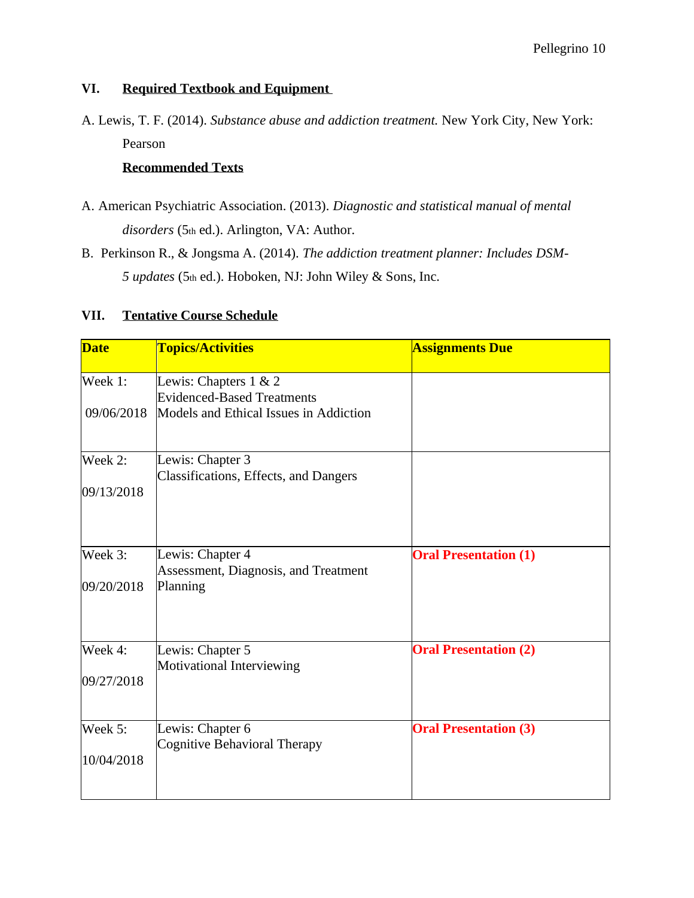## VI. Required Textbook and Equipment

A. Lewis, T. F. (2014). *Substance abuse and addiction treatment.* New York City, New York: Pearson

**Recommended Texts**

A. American Psychiatric Association. (2013). *Diagnostic and statistical manual of mental disorders* (5th ed.). Arlington, VA: Author.

B. Perkinson R., & Jongsma A. (2014). *The addiction treatment planner: Includes DSM-5 updates* (5th ed.). Hoboken, NJ: John Wiley & Sons, Inc.

## VII. Tentative Course Schedule

| Date | Topics/Activities | Assignments Due |
|---|---|---|
| Week 1: 09/06/2018 | Lewis: Chapters 1 & 2<br>Evidenced-Based Treatments<br>Models and Ethical Issues in Addiction | |
| Week 2: 09/13/2018 | Lewis: Chapter 3<br>Classifications, Effects, and Dangers | |
| Week 3: 09/20/2018 | Lewis: Chapter 4<br>Assessment, Diagnosis, and Treatment Planning | **Oral Presentation (1)** |
| Week 4: 09/27/2018 | Lewis: Chapter 5<br>Motivational Interviewing | **Oral Presentation (2)** |
| Week 5: 10/04/2018 | Lewis: Chapter 6<br>Cognitive Behavioral Therapy | **Oral Presentation (3)** |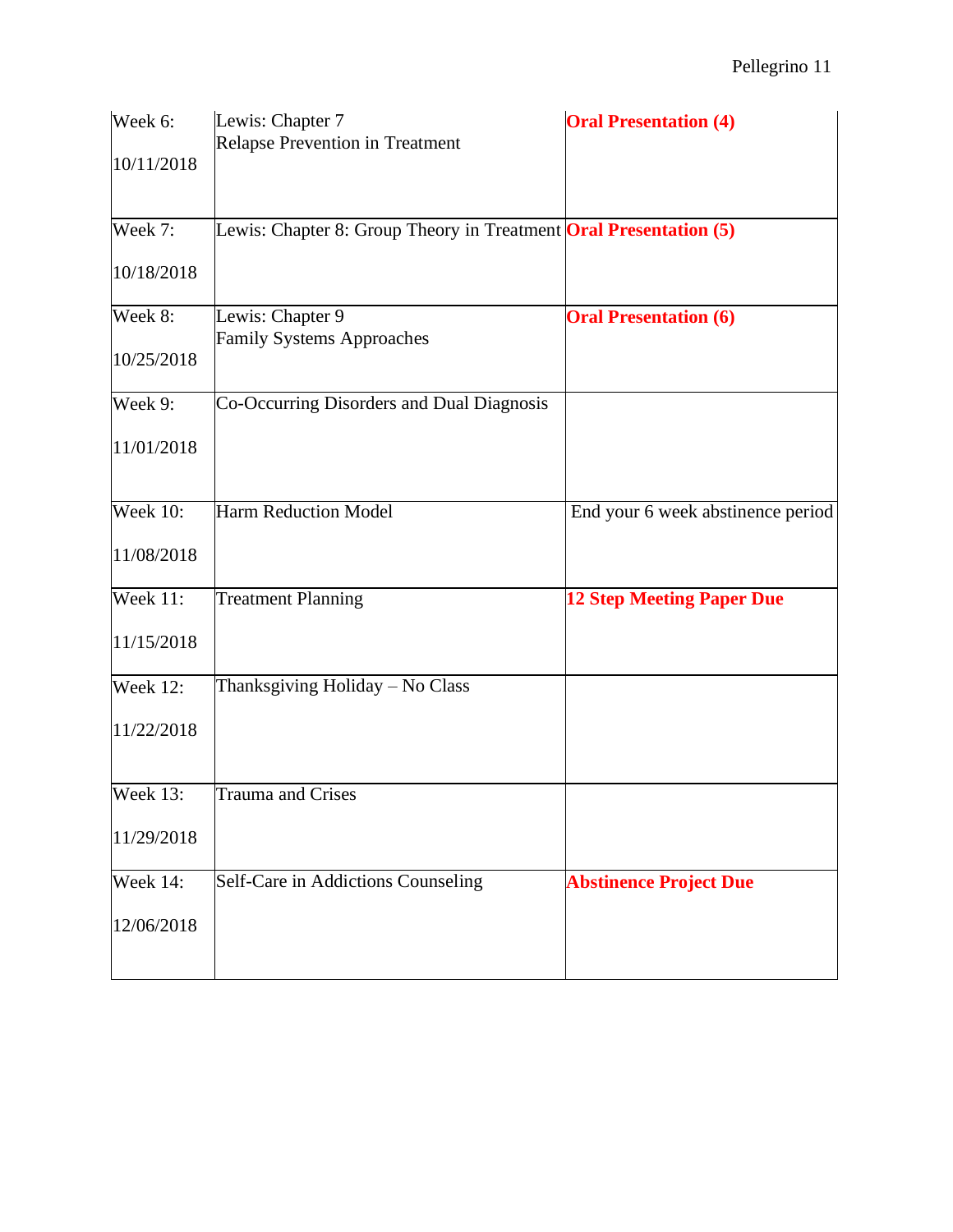| | | |
|---|---|---|
| Week 6:<br><br>10/11/2018 | Lewis: Chapter 7<br>Relapse Prevention in Treatment | **Oral Presentation (4)** |
| Week 7:<br><br>10/18/2018 | Lewis: Chapter 8: Group Theory in Treatment | **Oral Presentation (5)** |
| Week 8:<br><br>10/25/2018 | Lewis: Chapter 9<br>Family Systems Approaches | **Oral Presentation (6)** |
| Week 9:<br><br>11/01/2018 | Co-Occurring Disorders and Dual Diagnosis | |
| Week 10:<br><br>11/08/2018 | Harm Reduction Model | End your 6 week abstinence period |
| Week 11:<br><br>11/15/2018 | Treatment Planning | **12 Step Meeting Paper Due** |
| Week 12:<br><br>11/22/2018 | Thanksgiving Holiday – No Class | |
| Week 13:<br><br>11/29/2018 | Trauma and Crises | |
| Week 14:<br><br>12/06/2018 | Self-Care in Addictions Counseling | **Abstinence Project Due** |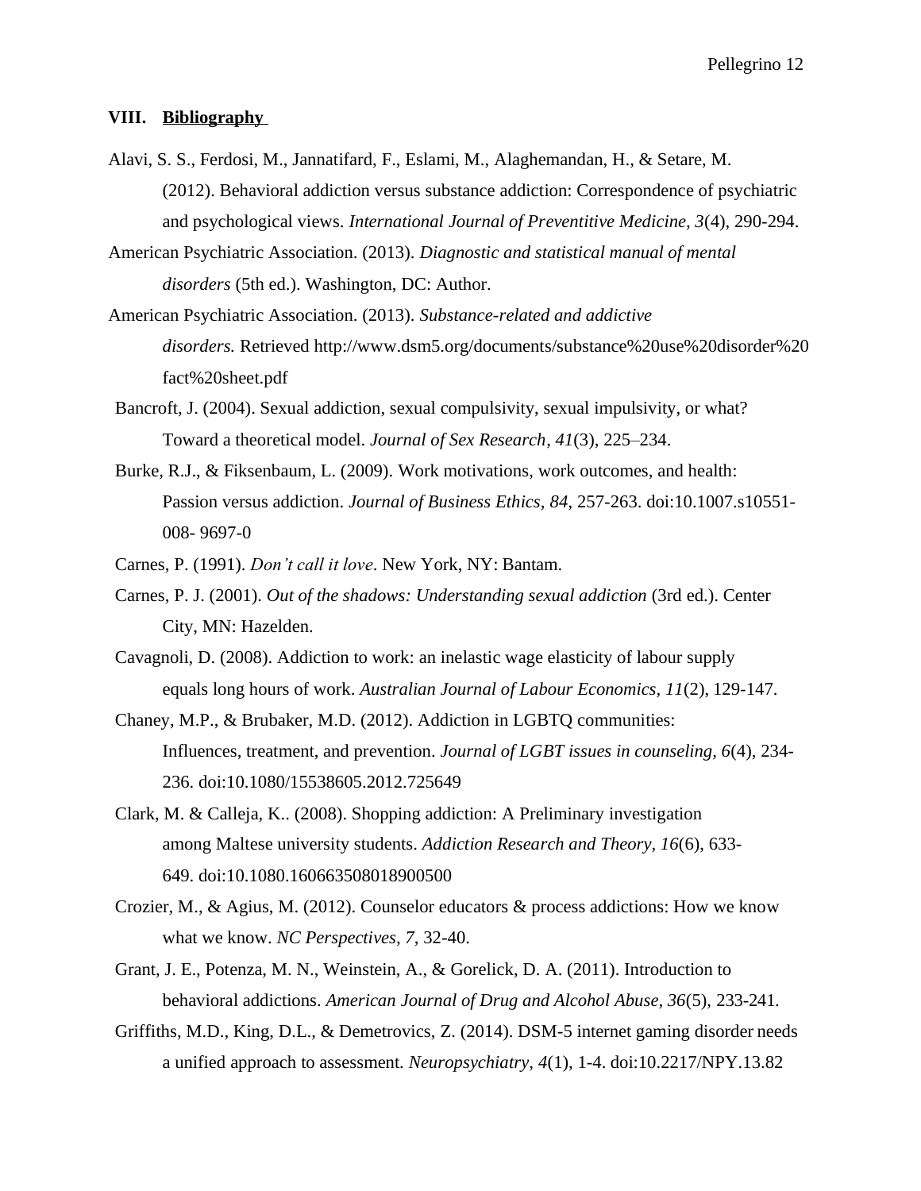## VIII. **Bibliography**

Alavi, S. S., Ferdosi, M., Jannatifard, F., Eslami, M., Alaghemandan, H., & Setare, M. (2012). Behavioral addiction versus substance addiction: Correspondence of psychiatric and psychological views. *International Journal of Preventitive Medicine, 3*(4), 290-294.

American Psychiatric Association. (2013). *Diagnostic and statistical manual of mental disorders* (5th ed.). Washington, DC: Author.

American Psychiatric Association. (2013). *Substance-related and addictive disorders.* Retrieved http://www.dsm5.org/documents/substance%20use%20disorder%20fact%20sheet.pdf

Bancroft, J. (2004). Sexual addiction, sexual compulsivity, sexual impulsivity, or what? Toward a theoretical model. *Journal of Sex Research*, *41*(3), 225–234.

Burke, R.J., & Fiksenbaum, L. (2009). Work motivations, work outcomes, and health: Passion versus addiction. *Journal of Business Ethics, 84*, 257-263. doi:10.1007.s10551-008- 9697-0

Carnes, P. (1991). *Don't call it love*. New York, NY: Bantam.

Carnes, P. J. (2001). *Out of the shadows: Understanding sexual addiction* (3rd ed.). Center City, MN: Hazelden.

Cavagnoli, D. (2008). Addiction to work: an inelastic wage elasticity of labour supply equals long hours of work. *Australian Journal of Labour Economics, 11*(2), 129-147.

Chaney, M.P., & Brubaker, M.D. (2012). Addiction in LGBTQ communities: Influences, treatment, and prevention. *Journal of LGBT issues in counseling, 6*(4), 234-236. doi:10.1080/15538605.2012.725649

Clark, M. & Calleja, K.. (2008). Shopping addiction: A Preliminary investigation among Maltese university students. *Addiction Research and Theory, 16*(6), 633-649. doi:10.1080.160663508018900500

Crozier, M., & Agius, M. (2012). Counselor educators & process addictions: How we know what we know. *NC Perspectives, 7*, 32-40.

Grant, J. E., Potenza, M. N., Weinstein, A., & Gorelick, D. A. (2011). Introduction to behavioral addictions. *American Journal of Drug and Alcohol Abuse, 36*(5), 233-241.

Griffiths, M.D., King, D.L., & Demetrovics, Z. (2014). DSM-5 internet gaming disorder needs a unified approach to assessment. *Neuropsychiatry, 4*(1), 1-4. doi:10.2217/NPY.13.82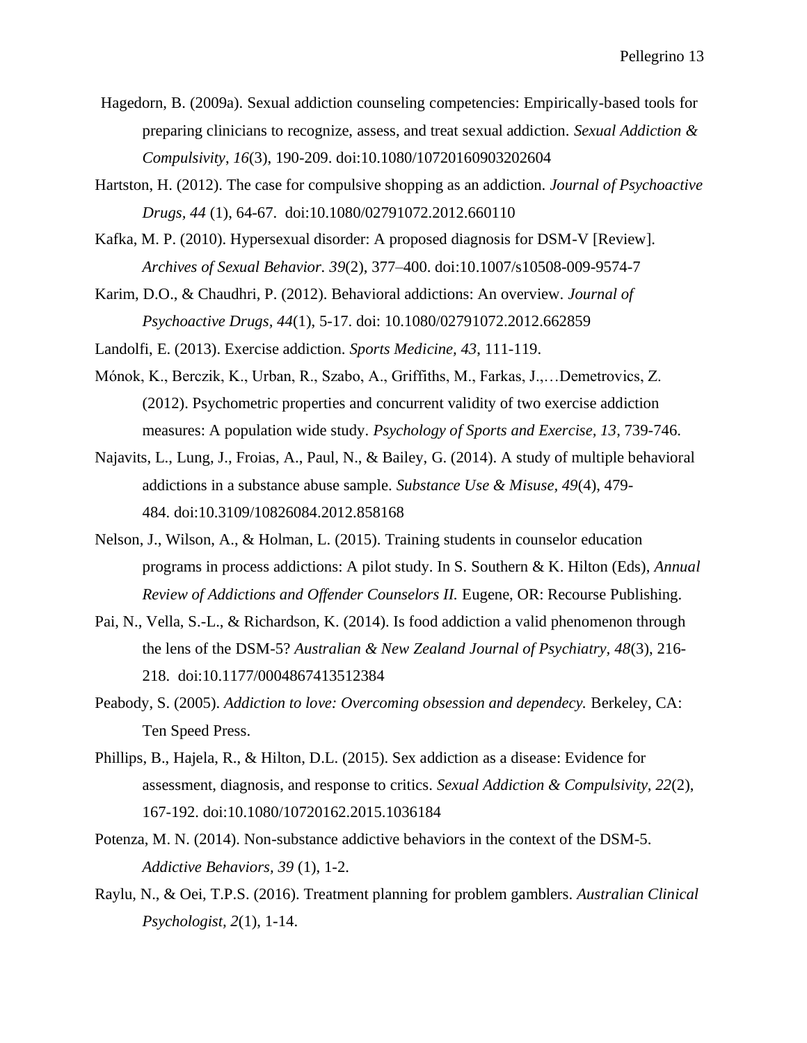Hagedorn, B. (2009a). Sexual addiction counseling competencies: Empirically-based tools for preparing clinicians to recognize, assess, and treat sexual addiction. *Sexual Addiction & Compulsivity*, *16*(3), 190-209. doi:10.1080/10720160903202604

Hartston, H. (2012). The case for compulsive shopping as an addiction. *Journal of Psychoactive Drugs, 44* (1), 64-67. doi:10.1080/02791072.2012.660110

Kafka, M. P. (2010). Hypersexual disorder: A proposed diagnosis for DSM-V [Review]. *Archives of Sexual Behavior. 39*(2), 377–400. doi:10.1007/s10508-009-9574-7

Karim, D.O., & Chaudhri, P. (2012). Behavioral addictions: An overview. *Journal of Psychoactive Drugs*, *44*(1), 5-17. doi: 10.1080/02791072.2012.662859

Landolfi, E. (2013). Exercise addiction. *Sports Medicine, 43*, 111-119.

Mónok, K., Berczik, K., Urban, R., Szabo, A., Griffiths, M., Farkas, J.,…Demetrovics, Z. (2012). Psychometric properties and concurrent validity of two exercise addiction measures: A population wide study. *Psychology of Sports and Exercise, 13*, 739-746.

Najavits, L., Lung, J., Froias, A., Paul, N., & Bailey, G. (2014). A study of multiple behavioral addictions in a substance abuse sample. *Substance Use & Misuse*, *49*(4), 479-484. doi:10.3109/10826084.2012.858168

Nelson, J., Wilson, A., & Holman, L. (2015). Training students in counselor education programs in process addictions: A pilot study. In S. Southern & K. Hilton (Eds), *Annual Review of Addictions and Offender Counselors II.* Eugene, OR: Recourse Publishing.

Pai, N., Vella, S.-L., & Richardson, K. (2014). Is food addiction a valid phenomenon through the lens of the DSM-5? *Australian & New Zealand Journal of Psychiatry*, *48*(3), 216-218. doi:10.1177/0004867413512384

Peabody, S. (2005). *Addiction to love: Overcoming obsession and dependecy.* Berkeley, CA: Ten Speed Press.

Phillips, B., Hajela, R., & Hilton, D.L. (2015). Sex addiction as a disease: Evidence for assessment, diagnosis, and response to critics. *Sexual Addiction & Compulsivity*, *22*(2), 167-192. doi:10.1080/10720162.2015.1036184

Potenza, M. N. (2014). Non-substance addictive behaviors in the context of the DSM-5. *Addictive Behaviors*, *39* (1), 1-2.

Raylu, N., & Oei, T.P.S. (2016). Treatment planning for problem gamblers. *Australian Clinical Psychologist*, *2*(1), 1-14.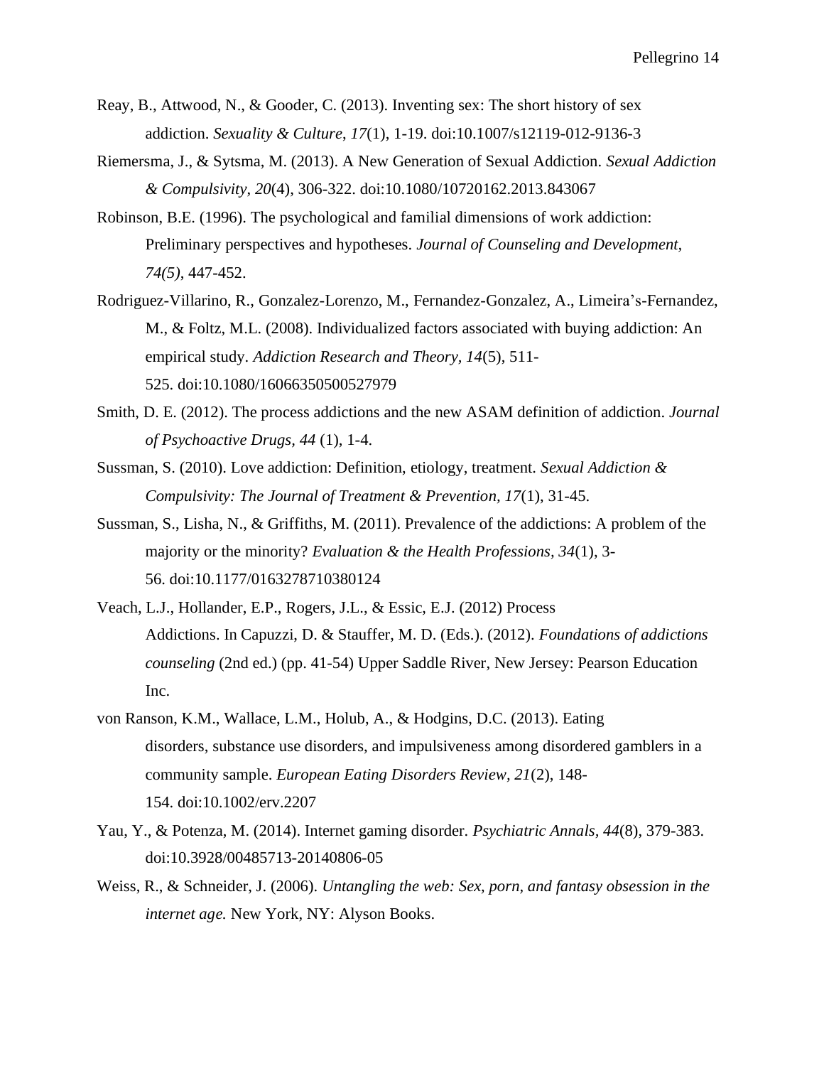Reay, B., Attwood, N., & Gooder, C. (2013). Inventing sex: The short history of sex addiction. *Sexuality & Culture*, *17*(1), 1-19. doi:10.1007/s12119-012-9136-3

Riemersma, J., & Sytsma, M. (2013). A New Generation of Sexual Addiction. *Sexual Addiction & Compulsivity*, *20*(4), 306-322. doi:10.1080/10720162.2013.843067

Robinson, B.E. (1996). The psychological and familial dimensions of work addiction: Preliminary perspectives and hypotheses. *Journal of Counseling and Development, 74(5)*, 447-452.

Rodriguez-Villarino, R., Gonzalez-Lorenzo, M., Fernandez-Gonzalez, A., Limeira's-Fernandez, M., & Foltz, M.L. (2008). Individualized factors associated with buying addiction: An empirical study. *Addiction Research and Theory*, *14*(5), 511-525. doi:10.1080/16066350500527979

Smith, D. E. (2012). The process addictions and the new ASAM definition of addiction. *Journal of Psychoactive Drugs*, *44* (1), 1-4.

Sussman, S. (2010). Love addiction: Definition, etiology, treatment. *Sexual Addiction & Compulsivity: The Journal of Treatment & Prevention, 17*(1), 31-45.

Sussman, S., Lisha, N., & Griffiths, M. (2011). Prevalence of the addictions: A problem of the majority or the minority? *Evaluation & the Health Professions, 34*(1), 3-56. doi:10.1177/0163278710380124

Veach, L.J., Hollander, E.P., Rogers, J.L., & Essic, E.J. (2012) Process Addictions. In Capuzzi, D. & Stauffer, M. D. (Eds.). (2012). *Foundations of addictions counseling* (2nd ed.) (pp. 41-54) Upper Saddle River, New Jersey: Pearson Education Inc.

von Ranson, K.M., Wallace, L.M., Holub, A., & Hodgins, D.C. (2013). Eating disorders, substance use disorders, and impulsiveness among disordered gamblers in a community sample. *European Eating Disorders Review, 21*(2), 148-154. doi:10.1002/erv.2207

Yau, Y., & Potenza, M. (2014). Internet gaming disorder. *Psychiatric Annals*, *44*(8), 379-383. doi:10.3928/00485713-20140806-05

Weiss, R., & Schneider, J. (2006). *Untangling the web: Sex, porn, and fantasy obsession in the internet age.* New York, NY: Alyson Books.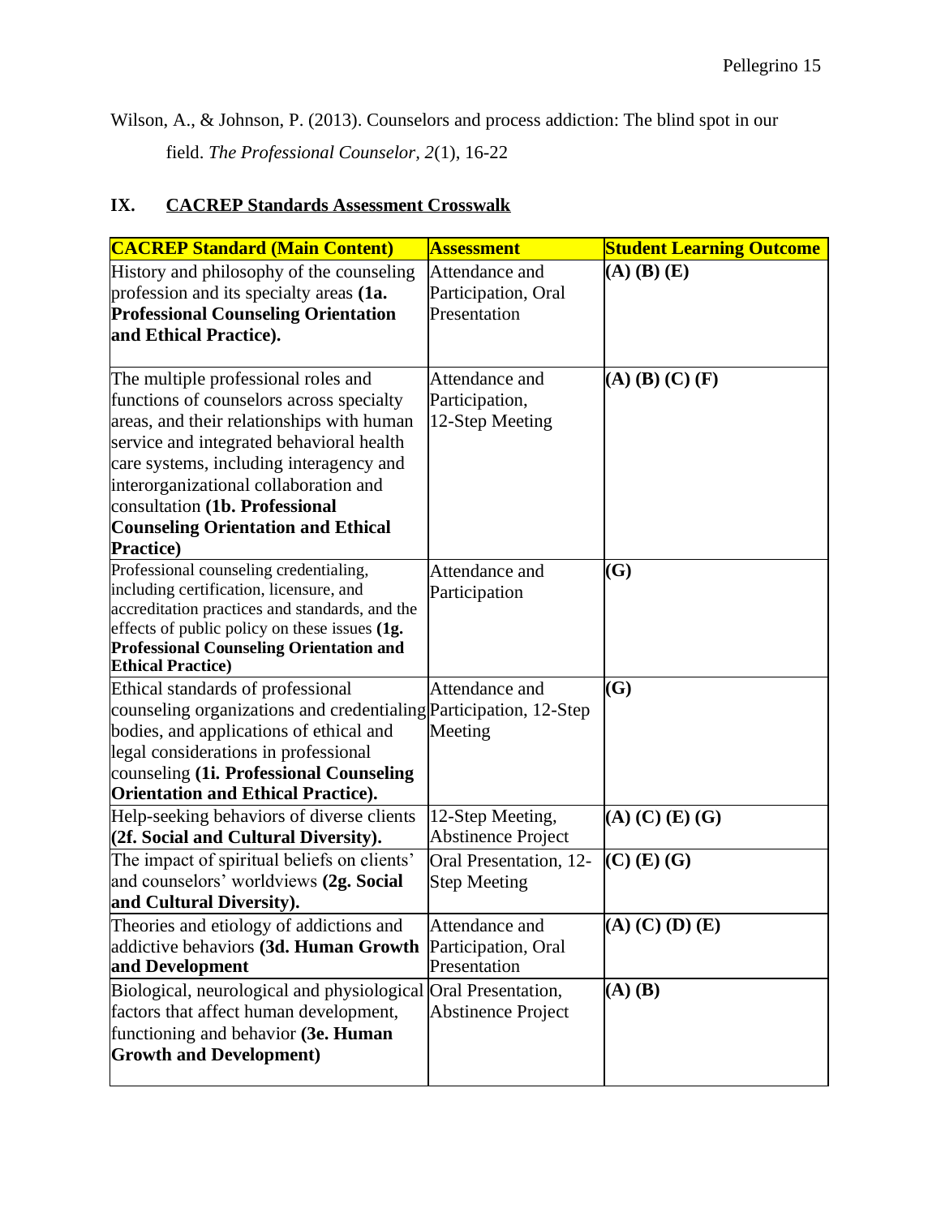Wilson, A., & Johnson, P. (2013). Counselors and process addiction: The blind spot in our field. *The Professional Counselor, 2*(1), 16-22

## IX. CACREP Standards Assessment Crosswalk

| **CACREP Standard (Main Content)** | **Assessment** | **Student Learning Outcome** |
|---|---|---|
| History and philosophy of the counseling profession and its specialty areas **(1a. Professional Counseling Orientation and Ethical Practice).** | Attendance and Participation, Oral Presentation | **(A) (B) (E)** |
| The multiple professional roles and functions of counselors across specialty areas, and their relationships with human service and integrated behavioral health care systems, including interagency and interorganizational collaboration and consultation **(1b. Professional Counseling Orientation and Ethical Practice)** | Attendance and Participation, 12-Step Meeting | **(A) (B) (C) (F)** |
| Professional counseling credentialing, including certification, licensure, and accreditation practices and standards, and the effects of public policy on these issues **(1g. Professional Counseling Orientation and Ethical Practice)** | Attendance and Participation | **(G)** |
| Ethical standards of professional counseling organizations and credentialing bodies, and applications of ethical and legal considerations in professional counseling **(1i. Professional Counseling Orientation and Ethical Practice).** | Attendance and Participation, 12-Step Meeting | **(G)** |
| Help-seeking behaviors of diverse clients **(2f. Social and Cultural Diversity).** | 12-Step Meeting, Abstinence Project | **(A) (C) (E) (G)** |
| The impact of spiritual beliefs on clients' and counselors' worldviews **(2g. Social and Cultural Diversity).** | Oral Presentation, 12-Step Meeting | **(C) (E) (G)** |
| Theories and etiology of addictions and addictive behaviors **(3d. Human Growth and Development** | Attendance and Participation, Oral Presentation | **(A) (C) (D) (E)** |
| Biological, neurological and physiological factors that affect human development, functioning and behavior **(3e. Human Growth and Development)** | Oral Presentation, Abstinence Project | **(A) (B)** |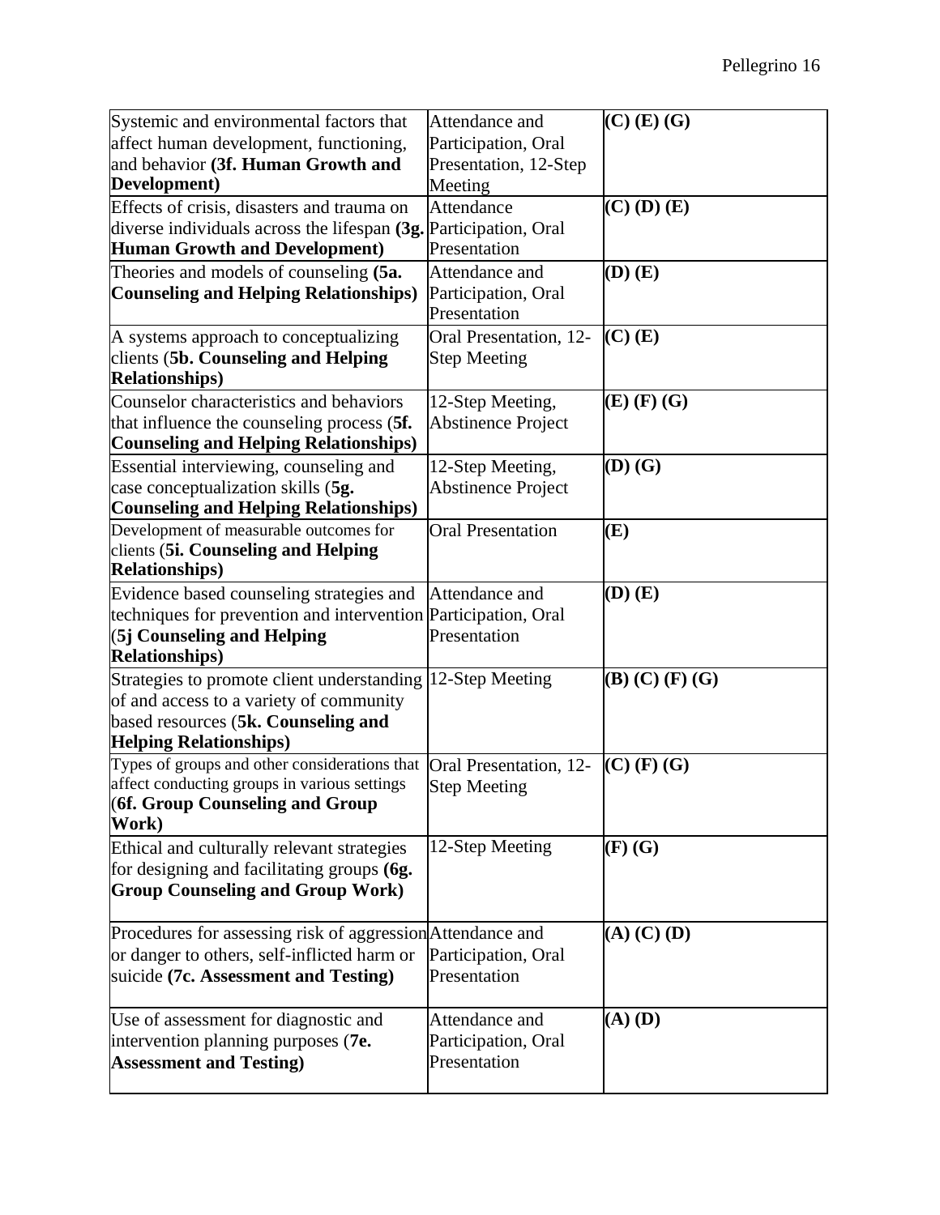| | | |
|---|---|---|
| Systemic and environmental factors that affect human development, functioning, and behavior **(3f. Human Growth and Development)** | Attendance and Participation, Oral Presentation, 12-Step Meeting | **(C) (E) (G)** |
| Effects of crisis, disasters and trauma on diverse individuals across the lifespan **(3g. Human Growth and Development)** | Attendance Participation, Oral Presentation | **(C) (D) (E)** |
| Theories and models of counseling **(5a. Counseling and Helping Relationships)** | Attendance and Participation, Oral Presentation | **(D) (E)** |
| A systems approach to conceptualizing clients (**5b. Counseling and Helping Relationships)** | Oral Presentation, 12-Step Meeting | **(C) (E)** |
| Counselor characteristics and behaviors that influence the counseling process (**5f. Counseling and Helping Relationships)** | 12-Step Meeting, Abstinence Project | **(E) (F) (G)** |
| Essential interviewing, counseling and case conceptualization skills (**5g. Counseling and Helping Relationships)** | 12-Step Meeting, Abstinence Project | **(D) (G)** |
| Development of measurable outcomes for clients (**5i. Counseling and Helping Relationships)** | Oral Presentation | **(E)** |
| Evidence based counseling strategies and techniques for prevention and intervention (**5j Counseling and Helping Relationships)** | Attendance and Participation, Oral Presentation | **(D) (E)** |
| Strategies to promote client understanding of and access to a variety of community based resources (**5k. Counseling and Helping Relationships)** | 12-Step Meeting | **(B) (C) (F) (G)** |
| Types of groups and other considerations that affect conducting groups in various settings (**6f. Group Counseling and Group Work)** | Oral Presentation, 12-Step Meeting | **(C) (F) (G)** |
| Ethical and culturally relevant strategies for designing and facilitating groups **(6g. Group Counseling and Group Work)** | 12-Step Meeting | **(F) (G)** |
| Procedures for assessing risk of aggression or danger to others, self-inflicted harm or suicide **(7c. Assessment and Testing)** | Attendance and Participation, Oral Presentation | **(A) (C) (D)** |
| Use of assessment for diagnostic and intervention planning purposes (**7e. Assessment and Testing)** | Attendance and Participation, Oral Presentation | **(A) (D)** |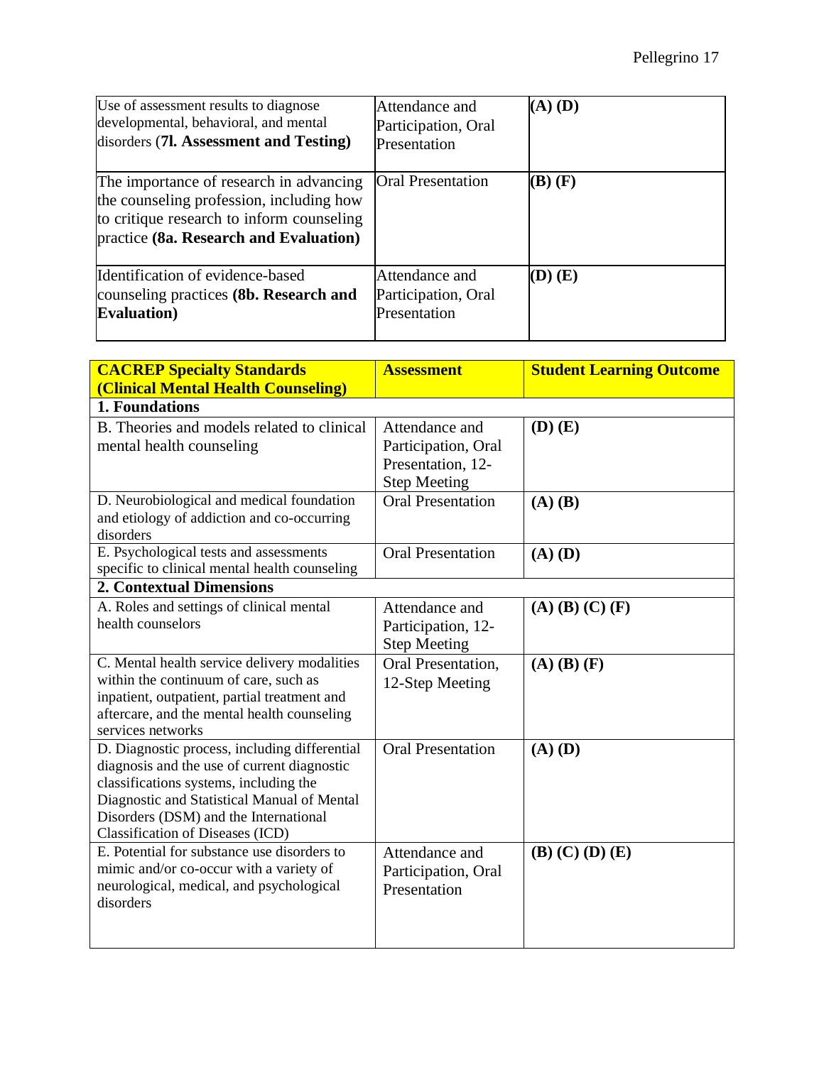| | | |
|---|---|---|
| Use of assessment results to diagnose developmental, behavioral, and mental disorders (**7l. Assessment and Testing**) | Attendance and Participation, Oral Presentation | **(A) (D)** |
| The importance of research in advancing the counseling profession, including how to critique research to inform counseling practice **(8a. Research and Evaluation)** | Oral Presentation | **(B) (F)** |
| Identification of evidence-based counseling practices **(8b. Research and Evaluation)** | Attendance and Participation, Oral Presentation | **(D) (E)** |

| CACREP Specialty Standards (Clinical Mental Health Counseling) | Assessment | Student Learning Outcome |
|---|---|---|
| **1. Foundations** | | |
| B. Theories and models related to clinical mental health counseling | Attendance and Participation, Oral Presentation, 12-Step Meeting | **(D) (E)** |
| D. Neurobiological and medical foundation and etiology of addiction and co-occurring disorders | Oral Presentation | **(A) (B)** |
| E. Psychological tests and assessments specific to clinical mental health counseling | Oral Presentation | **(A) (D)** |
| **2. Contextual Dimensions** | | |
| A. Roles and settings of clinical mental health counselors | Attendance and Participation, 12-Step Meeting | **(A) (B) (C) (F)** |
| C. Mental health service delivery modalities within the continuum of care, such as inpatient, outpatient, partial treatment and aftercare, and the mental health counseling services networks | Oral Presentation, 12-Step Meeting | **(A) (B) (F)** |
| D. Diagnostic process, including differential diagnosis and the use of current diagnostic classifications systems, including the Diagnostic and Statistical Manual of Mental Disorders (DSM) and the International Classification of Diseases (ICD) | Oral Presentation | **(A) (D)** |
| E. Potential for substance use disorders to mimic and/or co-occur with a variety of neurological, medical, and psychological disorders | Attendance and Participation, Oral Presentation | **(B) (C) (D) (E)** |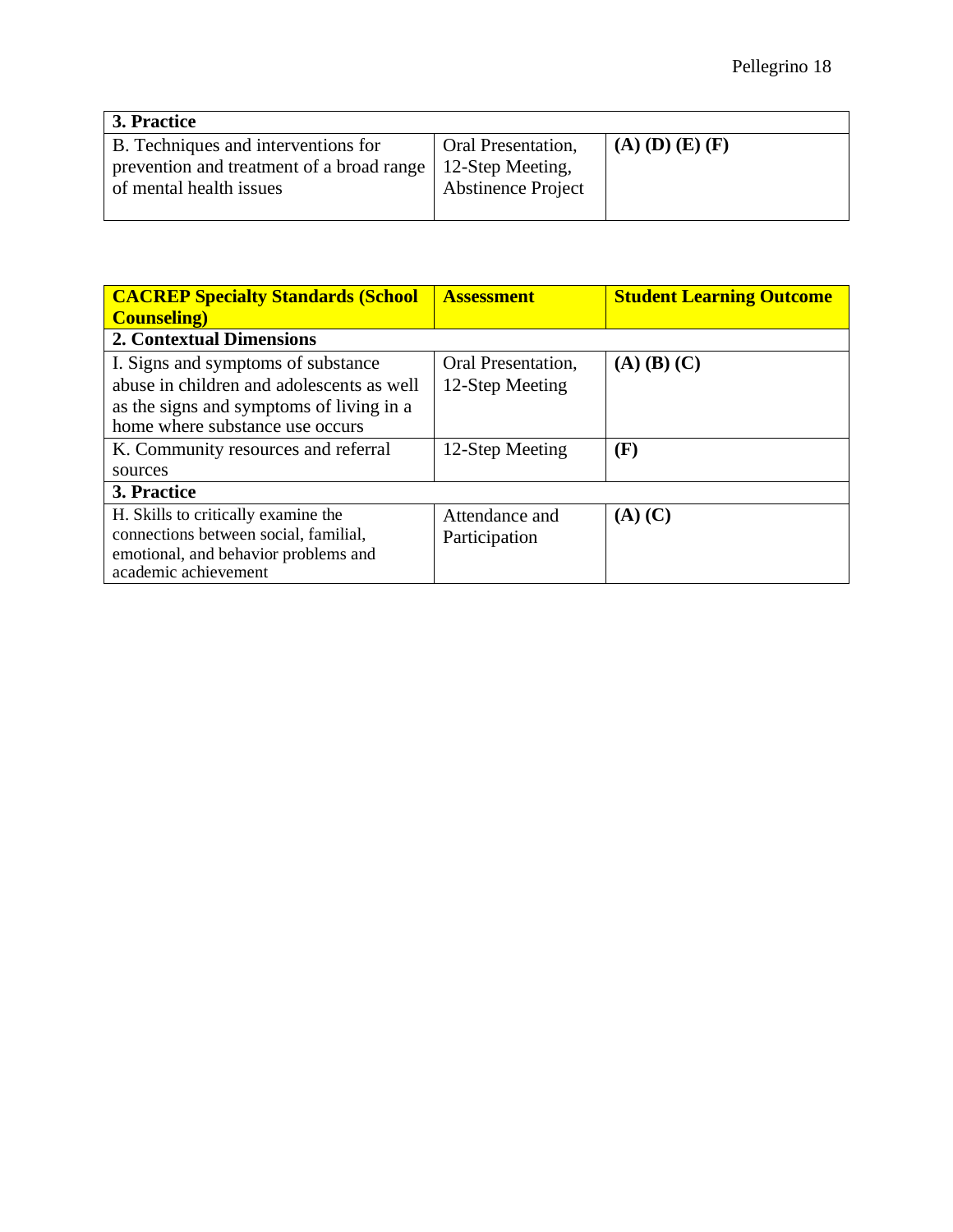| | | |
|---|---|---|
| **3. Practice** | | |
| B. Techniques and interventions for prevention and treatment of a broad range of mental health issues | Oral Presentation, 12-Step Meeting, Abstinence Project | **(A) (D) (E) (F)** |

| **CACREP Specialty Standards (School Counseling)** | **Assessment** | **Student Learning Outcome** |
|---|---|---|
| **2. Contextual Dimensions** | | |
| I. Signs and symptoms of substance abuse in children and adolescents as well as the signs and symptoms of living in a home where substance use occurs | Oral Presentation, 12-Step Meeting | **(A) (B) (C)** |
| K. Community resources and referral sources | 12-Step Meeting | **(F)** |
| **3. Practice** | | |
| H. Skills to critically examine the connections between social, familial, emotional, and behavior problems and academic achievement | Attendance and Participation | **(A) (C)** |